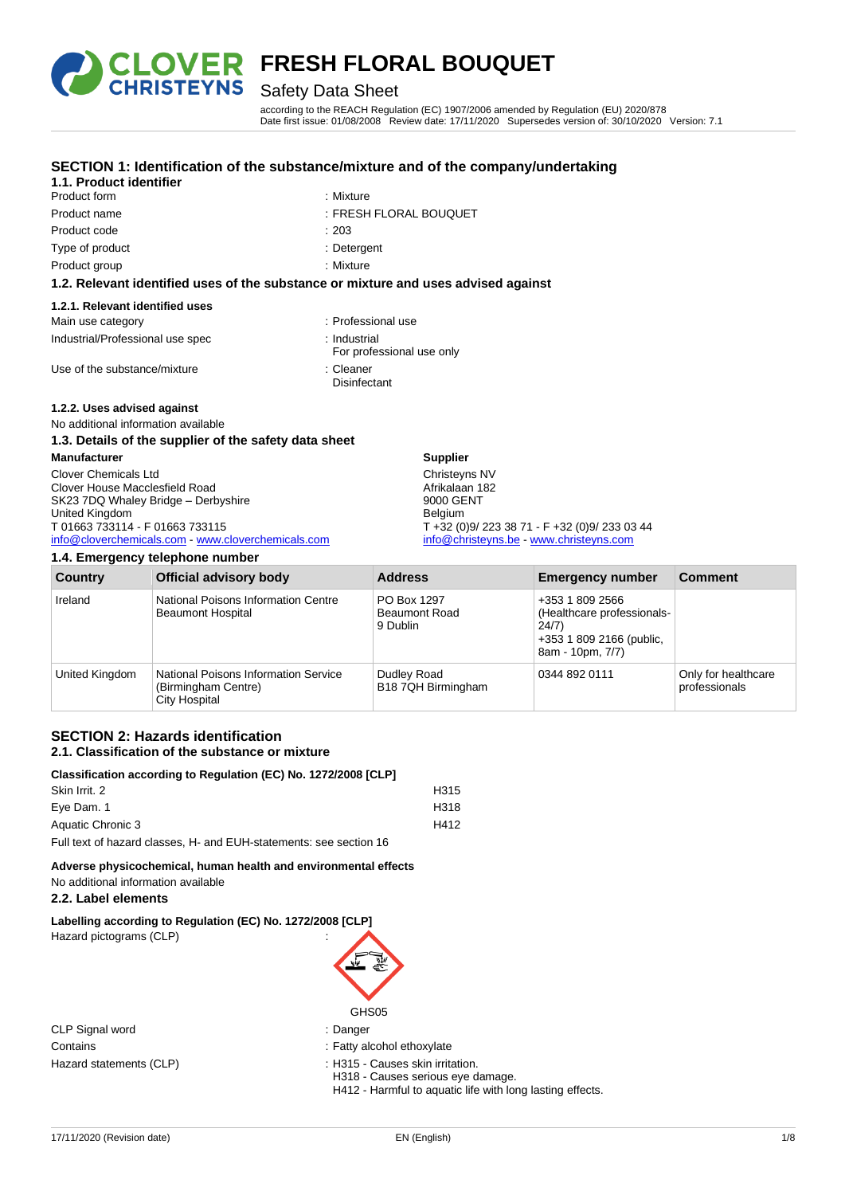# FRESH FLORAL BOUQUET

Safety Data Sheet

according to the REACH Regulation (EC) 1907/2006 amended by Regulation (EU) 2020/878
Date first issue: 01/08/2008 Review date: 17/11/2020 Supersedes version of: 30/10/2020 Version: 7.1

## SECTION 1: Identification of the substance/mixture and of the company/undertaking

### 1.1. Product identifier

| | |
|---|---|
| Product form | : Mixture |
| Product name | : FRESH FLORAL BOUQUET |
| Product code | : 203 |
| Type of product | : Detergent |
| Product group | : Mixture |

### 1.2. Relevant identified uses of the substance or mixture and uses advised against

#### 1.2.1. Relevant identified uses

| | |
|---|---|
| Main use category | : Professional use |
| Industrial/Professional use spec | : Industrial<br>For professional use only |
| Use of the substance/mixture | : Cleaner<br>Disinfectant |

#### 1.2.2. Uses advised against

No additional information available

### 1.3. Details of the supplier of the safety data sheet

**Manufacturer**

Clover Chemicals Ltd
Clover House Macclesfield Road
SK23 7DQ Whaley Bridge – Derbyshire
United Kingdom
T 01663 733114 - F 01663 733115
info@cloverchemicals.com - www.cloverchemicals.com

**Supplier**

Christeyns NV
Afrikalaan 182
9000 GENT
Belgium
T +32 (0)9/ 223 38 71 - F +32 (0)9/ 233 03 44
info@christeyns.be - www.christeyns.com

### 1.4. Emergency telephone number

| Country | Official advisory body | Address | Emergency number | Comment |
|---|---|---|---|---|
| Ireland | National Poisons Information Centre<br>Beaumont Hospital | PO Box 1297<br>Beaumont Road<br>9 Dublin | +353 1 809 2566 (Healthcare professionals-24/7)<br>+353 1 809 2166 (public, 8am - 10pm, 7/7) | |
| United Kingdom | National Poisons Information Service (Birmingham Centre)<br>City Hospital | Dudley Road<br>B18 7QH Birmingham | 0344 892 0111 | Only for healthcare professionals |

## SECTION 2: Hazards identification

### 2.1. Classification of the substance or mixture

**Classification according to Regulation (EC) No. 1272/2008 [CLP]**

| | |
|---|---|
| Skin Irrit. 2 | H315 |
| Eye Dam. 1 | H318 |
| Aquatic Chronic 3 | H412 |

Full text of hazard classes, H- and EUH-statements: see section 16

**Adverse physicochemical, human health and environmental effects**

No additional information available

### 2.2. Label elements

**Labelling according to Regulation (EC) No. 1272/2008 [CLP]**

Hazard pictograms (CLP) :

GHS05

| | |
|---|---|
| CLP Signal word | : Danger |
| Contains | : Fatty alcohol ethoxylate |
| Hazard statements (CLP) | : H315 - Causes skin irritation.<br>H318 - Causes serious eye damage.<br>H412 - Harmful to aquatic life with long lasting effects. |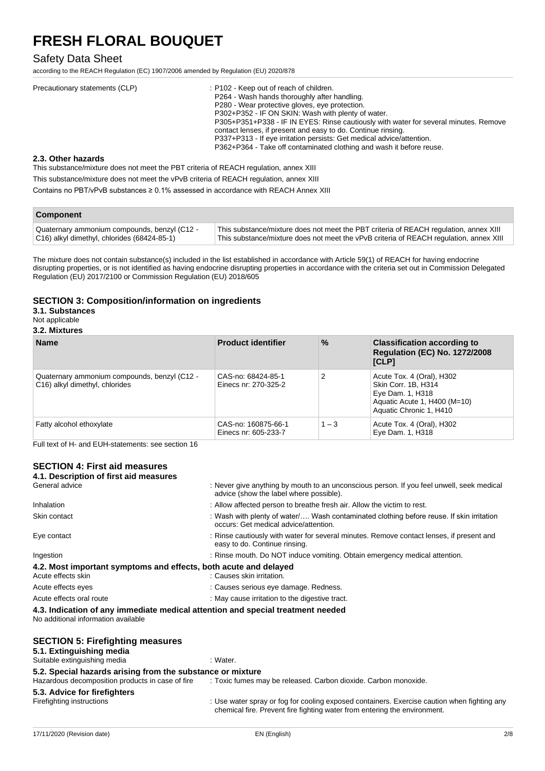Precautionary statements (CLP) : P102 - Keep out of reach of children.
P264 - Wash hands thoroughly after handling.
P280 - Wear protective gloves, eye protection.
P302+P352 - IF ON SKIN: Wash with plenty of water.
P305+P351+P338 - IF IN EYES: Rinse cautiously with water for several minutes. Remove contact lenses, if present and easy to do. Continue rinsing.
P337+P313 - If eye irritation persists: Get medical advice/attention.
P362+P364 - Take off contaminated clothing and wash it before reuse.

### 2.3. Other hazards

This substance/mixture does not meet the PBT criteria of REACH regulation, annex XIII

This substance/mixture does not meet the vPvB criteria of REACH regulation, annex XIII

Contains no PBT/vPvB substances ≥ 0.1% assessed in accordance with REACH Annex XIII

| Component | |
|---|---|
| Quaternary ammonium compounds, benzyl (C12 - C16) alkyl dimethyl, chlorides (68424-85-1) | This substance/mixture does not meet the PBT criteria of REACH regulation, annex XIII<br>This substance/mixture does not meet the vPvB criteria of REACH regulation, annex XIII |

The mixture does not contain substance(s) included in the list established in accordance with Article 59(1) of REACH for having endocrine disrupting properties, or is not identified as having endocrine disrupting properties in accordance with the criteria set out in Commission Delegated Regulation (EU) 2017/2100 or Commission Regulation (EU) 2018/605

## SECTION 3: Composition/information on ingredients

### 3.1. Substances

Not applicable

### 3.2. Mixtures

| Name | Product identifier | % | Classification according to Regulation (EC) No. 1272/2008 [CLP] |
|---|---|---|---|
| Quaternary ammonium compounds, benzyl (C12 - C16) alkyl dimethyl, chlorides | CAS-no: 68424-85-1<br>Einecs nr: 270-325-2 | 2 | Acute Tox. 4 (Oral), H302<br>Skin Corr. 1B, H314<br>Eye Dam. 1, H318<br>Aquatic Acute 1, H400 (M=10)<br>Aquatic Chronic 1, H410 |
| Fatty alcohol ethoxylate | CAS-no: 160875-66-1<br>Einecs nr: 605-233-7 | 1 – 3 | Acute Tox. 4 (Oral), H302<br>Eye Dam. 1, H318 |

Full text of H- and EUH-statements: see section 16

## SECTION 4: First aid measures

### 4.1. Description of first aid measures

General advice : Never give anything by mouth to an unconscious person. If you feel unwell, seek medical advice (show the label where possible).

Inhalation : Allow affected person to breathe fresh air. Allow the victim to rest.

Skin contact : Wash with plenty of water/…. Wash contaminated clothing before reuse. If skin irritation occurs: Get medical advice/attention.

Eye contact : Rinse cautiously with water for several minutes. Remove contact lenses, if present and easy to do. Continue rinsing.

Ingestion : Rinse mouth. Do NOT induce vomiting. Obtain emergency medical attention.

### 4.2. Most important symptoms and effects, both acute and delayed

Acute effects skin : Causes skin irritation.

Acute effects eyes : Causes serious eye damage. Redness.

Acute effects oral route : May cause irritation to the digestive tract.

### 4.3. Indication of any immediate medical attention and special treatment needed

No additional information available

## SECTION 5: Firefighting measures

### 5.1. Extinguishing media

Suitable extinguishing media : Water.

### 5.2. Special hazards arising from the substance or mixture

Hazardous decomposition products in case of fire : Toxic fumes may be released. Carbon dioxide. Carbon monoxide.

### 5.3. Advice for firefighters

Firefighting instructions : Use water spray or fog for cooling exposed containers. Exercise caution when fighting any chemical fire. Prevent fire fighting water from entering the environment.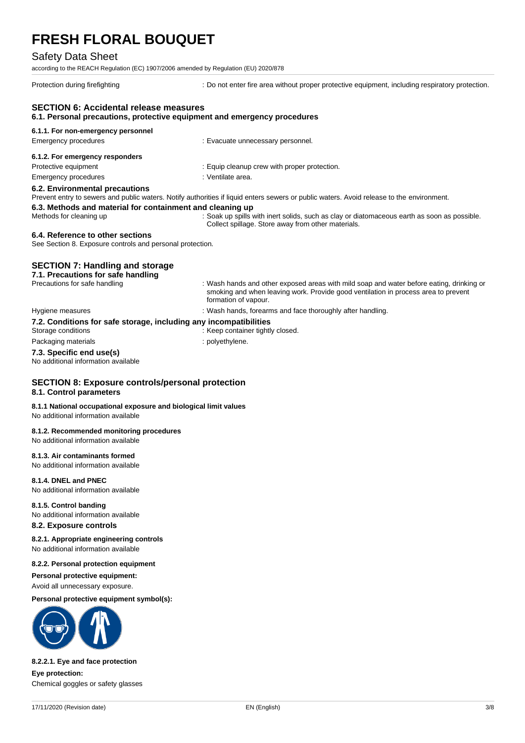| | |
|---|---|
| Protection during firefighting | : Do not enter fire area without proper protective equipment, including respiratory protection. |

## SECTION 6: Accidental release measures

### 6.1. Personal precautions, protective equipment and emergency procedures

#### 6.1.1. For non-emergency personnel

| | |
|---|---|
| Emergency procedures | : Evacuate unnecessary personnel. |

#### 6.1.2. For emergency responders

| | |
|---|---|
| Protective equipment | : Equip cleanup crew with proper protection. |
| Emergency procedures | : Ventilate area. |

### 6.2. Environmental precautions

Prevent entry to sewers and public waters. Notify authorities if liquid enters sewers or public waters. Avoid release to the environment.

### 6.3. Methods and material for containment and cleaning up

| | |
|---|---|
| Methods for cleaning up | : Soak up spills with inert solids, such as clay or diatomaceous earth as soon as possible. Collect spillage. Store away from other materials. |

### 6.4. Reference to other sections

See Section 8. Exposure controls and personal protection.

## SECTION 7: Handling and storage

### 7.1. Precautions for safe handling

| | |
|---|---|
| Precautions for safe handling | : Wash hands and other exposed areas with mild soap and water before eating, drinking or smoking and when leaving work. Provide good ventilation in process area to prevent formation of vapour. |
| Hygiene measures | : Wash hands, forearms and face thoroughly after handling. |

### 7.2. Conditions for safe storage, including any incompatibilities

| | |
|---|---|
| Storage conditions | : Keep container tightly closed. |
| Packaging materials | : polyethylene. |

### 7.3. Specific end use(s)

No additional information available

## SECTION 8: Exposure controls/personal protection

### 8.1. Control parameters

#### 8.1.1 National occupational exposure and biological limit values

No additional information available

#### 8.1.2. Recommended monitoring procedures

No additional information available

#### 8.1.3. Air contaminants formed

No additional information available

#### 8.1.4. DNEL and PNEC

No additional information available

#### 8.1.5. Control banding

No additional information available

### 8.2. Exposure controls

#### 8.2.1. Appropriate engineering controls

No additional information available

#### 8.2.2. Personal protection equipment

**Personal protective equipment:**

Avoid all unnecessary exposure.

**Personal protective equipment symbol(s):**

##### 8.2.2.1. Eye and face protection

**Eye protection:**

Chemical goggles or safety glasses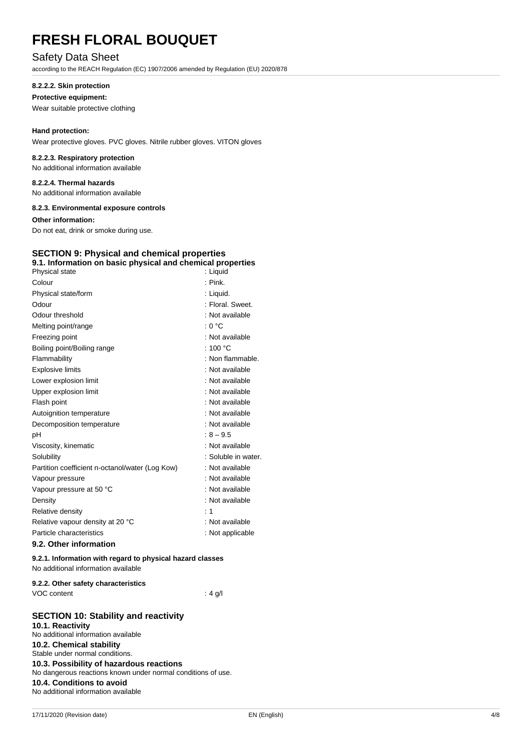#### 8.2.2.2. Skin protection

**Protective equipment:**

Wear suitable protective clothing

**Hand protection:**

Wear protective gloves. PVC gloves. Nitrile rubber gloves. VITON gloves

#### 8.2.2.3. Respiratory protection

No additional information available

#### 8.2.2.4. Thermal hazards

No additional information available

#### 8.2.3. Environmental exposure controls

**Other information:**

Do not eat, drink or smoke during use.

## SECTION 9: Physical and chemical properties

### 9.1. Information on basic physical and chemical properties

| Property | Value |
|---|---|
| Physical state | : Liquid |
| Colour | : Pink. |
| Physical state/form | : Liquid. |
| Odour | : Floral. Sweet. |
| Odour threshold | : Not available |
| Melting point/range | : 0 °C |
| Freezing point | : Not available |
| Boiling point/Boiling range | : 100 °C |
| Flammability | : Non flammable. |
| Explosive limits | : Not available |
| Lower explosion limit | : Not available |
| Upper explosion limit | : Not available |
| Flash point | : Not available |
| Autoignition temperature | : Not available |
| Decomposition temperature | : Not available |
| pH | : 8 – 9.5 |
| Viscosity, kinematic | : Not available |
| Solubility | : Soluble in water. |
| Partition coefficient n-octanol/water (Log Kow) | : Not available |
| Vapour pressure | : Not available |
| Vapour pressure at 50 °C | : Not available |
| Density | : Not available |
| Relative density | : 1 |
| Relative vapour density at 20 °C | : Not available |
| Particle characteristics | : Not applicable |

### 9.2. Other information

#### 9.2.1. Information with regard to physical hazard classes

No additional information available

#### 9.2.2. Other safety characteristics

VOC content : 4 g/l

## SECTION 10: Stability and reactivity

### 10.1. Reactivity

No additional information available

### 10.2. Chemical stability

Stable under normal conditions.

### 10.3. Possibility of hazardous reactions

No dangerous reactions known under normal conditions of use.

### 10.4. Conditions to avoid

No additional information available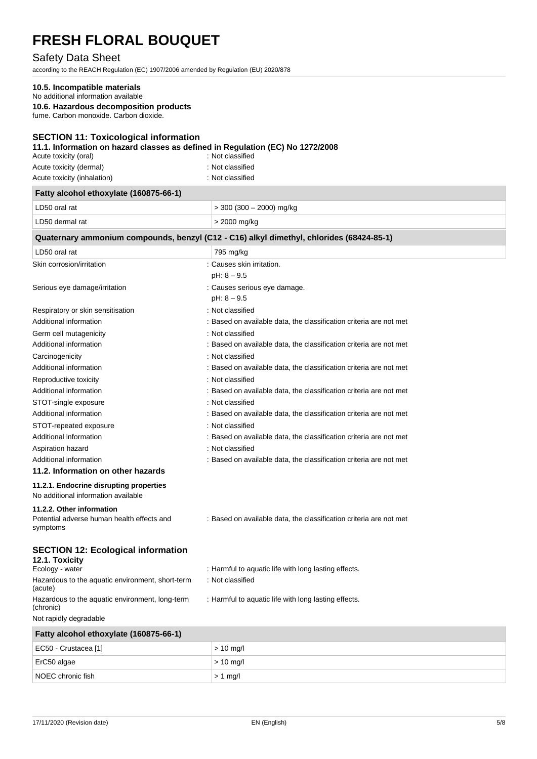# FRESH FLORAL BOUQUET

Safety Data Sheet

according to the REACH Regulation (EC) 1907/2006 amended by Regulation (EU) 2020/878

### 10.5. Incompatible materials

No additional information available

### 10.6. Hazardous decomposition products

fume. Carbon monoxide. Carbon dioxide.

## SECTION 11: Toxicological information

### 11.1. Information on hazard classes as defined in Regulation (EC) No 1272/2008

Acute toxicity (oral) : Not classified

Acute toxicity (dermal) : Not classified

Acute toxicity (inhalation) : Not classified

| Fatty alcohol ethoxylate (160875-66-1) | |
|---|---|
| LD50 oral rat | > 300 (300 – 2000) mg/kg |
| LD50 dermal rat | > 2000 mg/kg |

| Quaternary ammonium compounds, benzyl (C12 - C16) alkyl dimethyl, chlorides (68424-85-1) | |
|---|---|
| LD50 oral rat | 795 mg/kg |

Skin corrosion/irritation : Causes skin irritation.
pH: 8 – 9.5

Serious eye damage/irritation : Causes serious eye damage.
pH: 8 – 9.5

Respiratory or skin sensitisation : Not classified

Additional information : Based on available data, the classification criteria are not met

Germ cell mutagenicity : Not classified

Additional information : Based on available data, the classification criteria are not met

Carcinogenicity : Not classified

Additional information : Based on available data, the classification criteria are not met

Reproductive toxicity : Not classified

Additional information : Based on available data, the classification criteria are not met

STOT-single exposure : Not classified

Additional information : Based on available data, the classification criteria are not met

STOT-repeated exposure : Not classified

Additional information : Based on available data, the classification criteria are not met

Aspiration hazard : Not classified

Additional information : Based on available data, the classification criteria are not met

### 11.2. Information on other hazards

#### 11.2.1. Endocrine disrupting properties

No additional information available

#### 11.2.2. Other information

Potential adverse human health effects and symptoms : Based on available data, the classification criteria are not met

## SECTION 12: Ecological information

### 12.1. Toxicity

Ecology - water : Harmful to aquatic life with long lasting effects.

Hazardous to the aquatic environment, short-term (acute) : Not classified

Hazardous to the aquatic environment, long-term (chronic) : Harmful to aquatic life with long lasting effects.

Not rapidly degradable

| Fatty alcohol ethoxylate (160875-66-1) | |
|---|---|
| EC50 - Crustacea [1] | > 10 mg/l |
| ErC50 algae | > 10 mg/l |
| NOEC chronic fish | > 1 mg/l |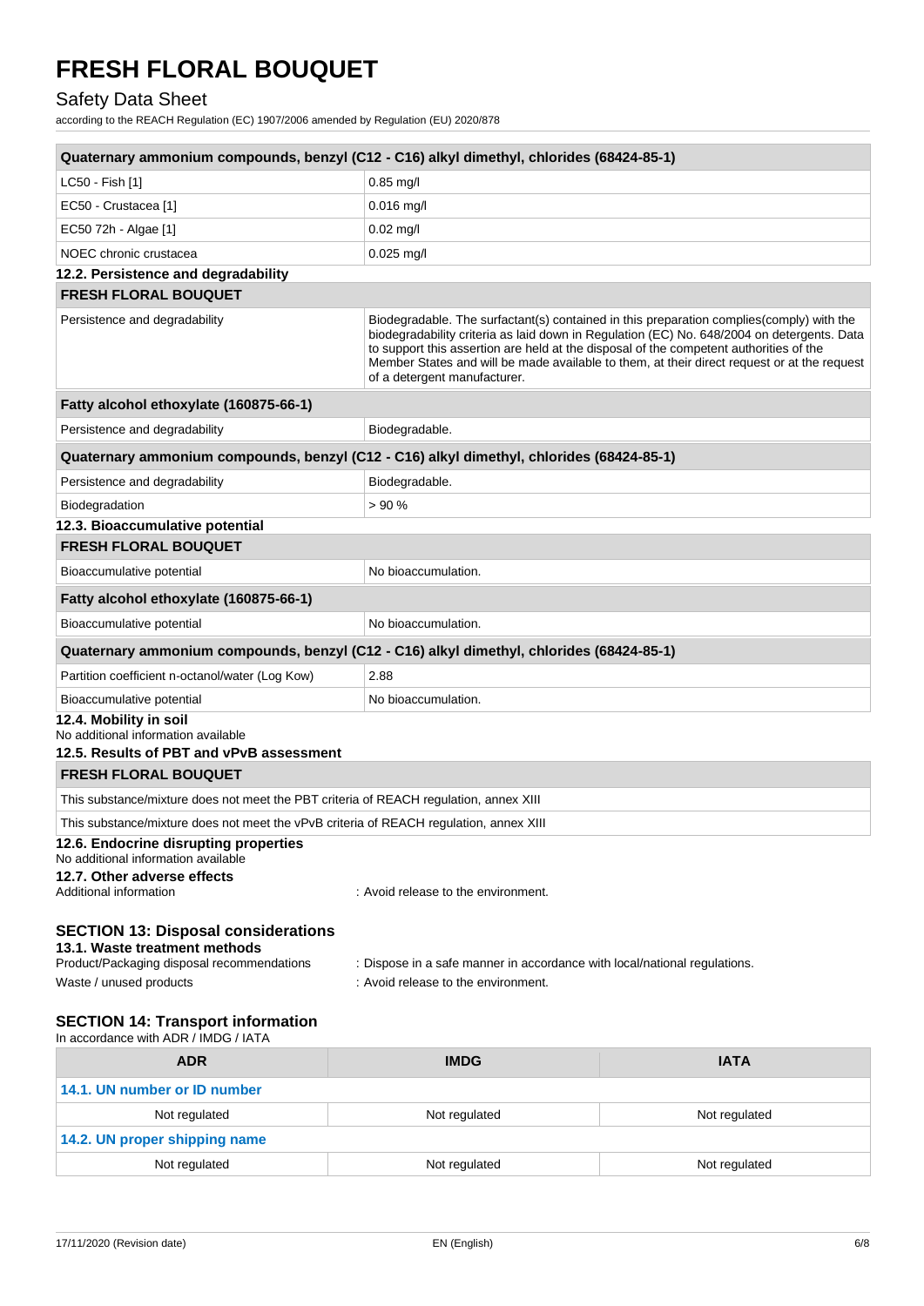| Quaternary ammonium compounds, benzyl (C12 - C16) alkyl dimethyl, chlorides (68424-85-1) | |
|---|---|
| LC50 - Fish [1] | 0.85 mg/l |
| EC50 - Crustacea [1] | 0.016 mg/l |
| EC50 72h - Algae [1] | 0.02 mg/l |
| NOEC chronic crustacea | 0.025 mg/l |

### 12.2. Persistence and degradability

| FRESH FLORAL BOUQUET | |
|---|---|
| Persistence and degradability | Biodegradable. The surfactant(s) contained in this preparation complies(comply) with the biodegradability criteria as laid down in Regulation (EC) No. 648/2004 on detergents. Data to support this assertion are held at the disposal of the competent authorities of the Member States and will be made available to them, at their direct request or at the request of a detergent manufacturer. |
| **Fatty alcohol ethoxylate (160875-66-1)** | |
| Persistence and degradability | Biodegradable. |
| **Quaternary ammonium compounds, benzyl (C12 - C16) alkyl dimethyl, chlorides (68424-85-1)** | |
| Persistence and degradability | Biodegradable. |
| Biodegradation | > 90 % |

### 12.3. Bioaccumulative potential

| FRESH FLORAL BOUQUET | |
|---|---|
| Bioaccumulative potential | No bioaccumulation. |
| **Fatty alcohol ethoxylate (160875-66-1)** | |
| Bioaccumulative potential | No bioaccumulation. |
| **Quaternary ammonium compounds, benzyl (C12 - C16) alkyl dimethyl, chlorides (68424-85-1)** | |
| Partition coefficient n-octanol/water (Log Kow) | 2.88 |
| Bioaccumulative potential | No bioaccumulation. |

### 12.4. Mobility in soil

No additional information available

### 12.5. Results of PBT and vPvB assessment

| FRESH FLORAL BOUQUET |
|---|
| This substance/mixture does not meet the PBT criteria of REACH regulation, annex XIII |
| This substance/mixture does not meet the vPvB criteria of REACH regulation, annex XIII |

### 12.6. Endocrine disrupting properties

No additional information available

### 12.7. Other adverse effects

Additional information : Avoid release to the environment.

## SECTION 13: Disposal considerations

### 13.1. Waste treatment methods

Product/Packaging disposal recommendations : Dispose in a safe manner in accordance with local/national regulations.

Waste / unused products : Avoid release to the environment.

## SECTION 14: Transport information

In accordance with ADR / IMDG / IATA

| ADR | IMDG | IATA |
|---|---|---|
| **14.1. UN number or ID number** | | |
| Not regulated | Not regulated | Not regulated |
| **14.2. UN proper shipping name** | | |
| Not regulated | Not regulated | Not regulated |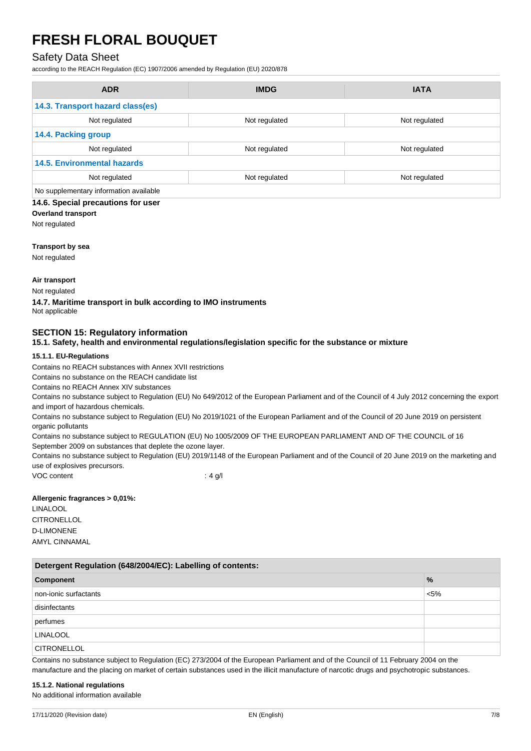| ADR | IMDG | IATA |
|---|---|---|
| **14.3. Transport hazard class(es)** | | |
| Not regulated | Not regulated | Not regulated |
| **14.4. Packing group** | | |
| Not regulated | Not regulated | Not regulated |
| **14.5. Environmental hazards** | | |
| Not regulated | Not regulated | Not regulated |
| No supplementary information available | | |

### 14.6. Special precautions for user

**Overland transport**

Not regulated

**Transport by sea**

Not regulated

**Air transport**

Not regulated

### 14.7. Maritime transport in bulk according to IMO instruments

Not applicable

## SECTION 15: Regulatory information

### 15.1. Safety, health and environmental regulations/legislation specific for the substance or mixture

#### 15.1.1. EU-Regulations

Contains no REACH substances with Annex XVII restrictions

Contains no substance on the REACH candidate list

Contains no REACH Annex XIV substances

Contains no substance subject to Regulation (EU) No 649/2012 of the European Parliament and of the Council of 4 July 2012 concerning the export and import of hazardous chemicals.

Contains no substance subject to Regulation (EU) No 2019/1021 of the European Parliament and of the Council of 20 June 2019 on persistent organic pollutants

Contains no substance subject to REGULATION (EU) No 1005/2009 OF THE EUROPEAN PARLIAMENT AND OF THE COUNCIL of 16 September 2009 on substances that deplete the ozone layer.

Contains no substance subject to Regulation (EU) 2019/1148 of the European Parliament and of the Council of 20 June 2019 on the marketing and use of explosives precursors.

VOC content : 4 g/l

**Allergenic fragrances > 0,01%:**

LINALOOL

CITRONELLOL

D-LIMONENE

AMYL CINNAMAL

| Detergent Regulation (648/2004/EC): Labelling of contents: | |
|---|---|
| **Component** | **%** |
| non-ionic surfactants | <5% |
| disinfectants | |
| perfumes | |
| LINALOOL | |
| CITRONELLOL | |

Contains no substance subject to Regulation (EC) 273/2004 of the European Parliament and of the Council of 11 February 2004 on the manufacture and the placing on market of certain substances used in the illicit manufacture of narcotic drugs and psychotropic substances.

#### 15.1.2. National regulations

No additional information available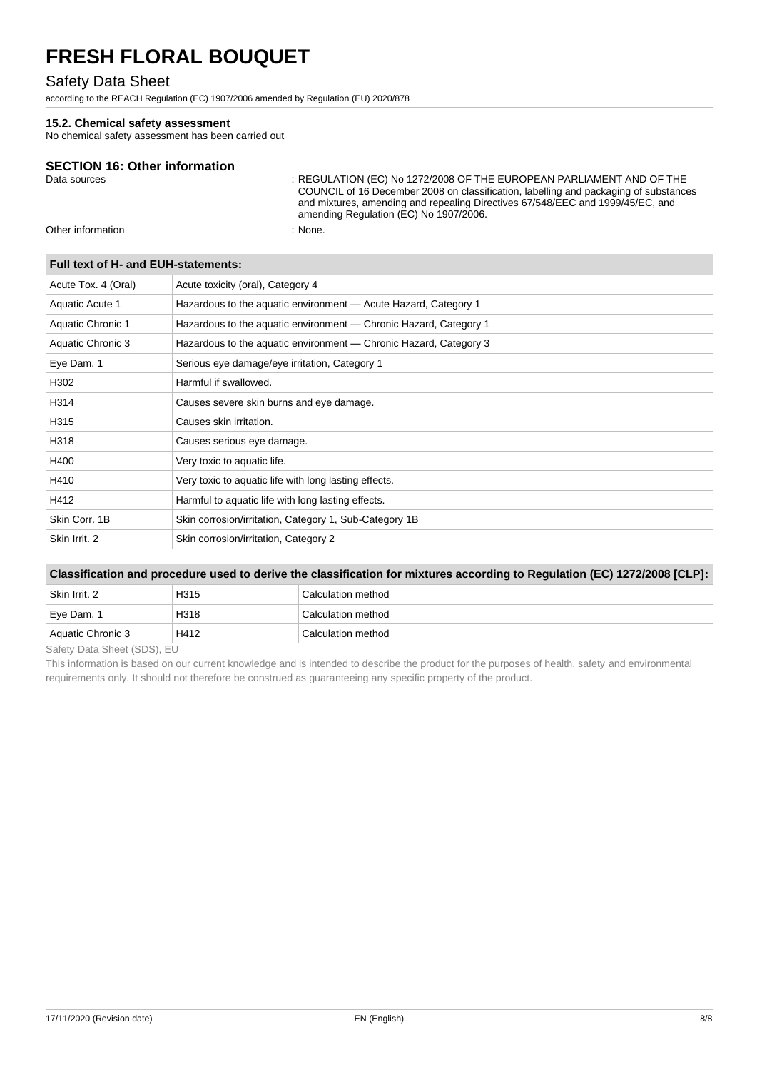### 15.2. Chemical safety assessment

No chemical safety assessment has been carried out

## SECTION 16: Other information

Data sources : REGULATION (EC) No 1272/2008 OF THE EUROPEAN PARLIAMENT AND OF THE COUNCIL of 16 December 2008 on classification, labelling and packaging of substances and mixtures, amending and repealing Directives 67/548/EEC and 1999/45/EC, and amending Regulation (EC) No 1907/2006.

Other information : None.

| Full text of H- and EUH-statements: | |
|---|---|
| Acute Tox. 4 (Oral) | Acute toxicity (oral), Category 4 |
| Aquatic Acute 1 | Hazardous to the aquatic environment — Acute Hazard, Category 1 |
| Aquatic Chronic 1 | Hazardous to the aquatic environment — Chronic Hazard, Category 1 |
| Aquatic Chronic 3 | Hazardous to the aquatic environment — Chronic Hazard, Category 3 |
| Eye Dam. 1 | Serious eye damage/eye irritation, Category 1 |
| H302 | Harmful if swallowed. |
| H314 | Causes severe skin burns and eye damage. |
| H315 | Causes skin irritation. |
| H318 | Causes serious eye damage. |
| H400 | Very toxic to aquatic life. |
| H410 | Very toxic to aquatic life with long lasting effects. |
| H412 | Harmful to aquatic life with long lasting effects. |
| Skin Corr. 1B | Skin corrosion/irritation, Category 1, Sub-Category 1B |
| Skin Irrit. 2 | Skin corrosion/irritation, Category 2 |

| Classification and procedure used to derive the classification for mixtures according to Regulation (EC) 1272/2008 [CLP]: | | |
|---|---|---|
| Skin Irrit. 2 | H315 | Calculation method |
| Eye Dam. 1 | H318 | Calculation method |
| Aquatic Chronic 3 | H412 | Calculation method |

Safety Data Sheet (SDS), EU

This information is based on our current knowledge and is intended to describe the product for the purposes of health, safety and environmental requirements only. It should not therefore be construed as guaranteeing any specific property of the product.